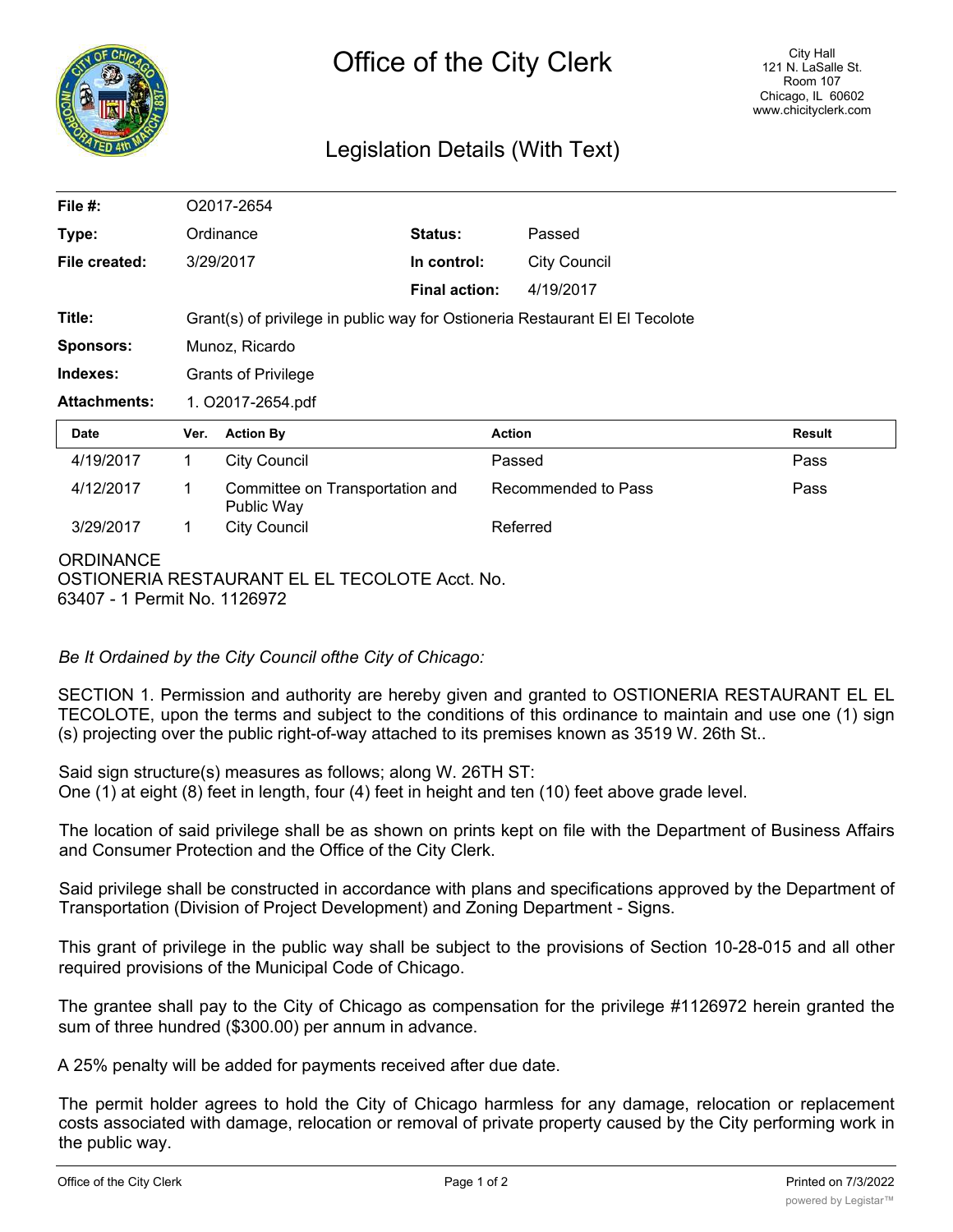# Office of the City Clerk

City Hall
121 N. LaSalle St.
Room 107
Chicago, IL 60602
www.chicityclerk.com

## Legislation Details (With Text)

| | | | |
|---|---|---|---|
| **File #:** | O2017-2654 | | |
| **Type:** | Ordinance | **Status:** | Passed |
| **File created:** | 3/29/2017 | **In control:** | City Council |
| | | **Final action:** | 4/19/2017 |
| **Title:** | Grant(s) of privilege in public way for Ostioneria Restaurant El El Tecolote | | |
| **Sponsors:** | Munoz, Ricardo | | |
| **Indexes:** | Grants of Privilege | | |
| **Attachments:** | 1. O2017-2654.pdf | | |

| Date | Ver. | Action By | Action | Result |
|---|---|---|---|---|
| 4/19/2017 | 1 | City Council | Passed | Pass |
| 4/12/2017 | 1 | Committee on Transportation and Public Way | Recommended to Pass | Pass |
| 3/29/2017 | 1 | City Council | Referred | |

ORDINANCE
OSTIONERIA RESTAURANT EL EL TECOLOTE Acct. No.
63407 - 1 Permit No. 1126972

*Be It Ordained by the City Council ofthe City of Chicago:*

SECTION 1. Permission and authority are hereby given and granted to OSTIONERIA RESTAURANT EL EL TECOLOTE, upon the terms and subject to the conditions of this ordinance to maintain and use one (1) sign (s) projecting over the public right-of-way attached to its premises known as 3519 W. 26th St..

Said sign structure(s) measures as follows; along W. 26TH ST:
One (1) at eight (8) feet in length, four (4) feet in height and ten (10) feet above grade level.

The location of said privilege shall be as shown on prints kept on file with the Department of Business Affairs and Consumer Protection and the Office of the City Clerk.

Said privilege shall be constructed in accordance with plans and specifications approved by the Department of Transportation (Division of Project Development) and Zoning Department - Signs.

This grant of privilege in the public way shall be subject to the provisions of Section 10-28-015 and all other required provisions of the Municipal Code of Chicago.

The grantee shall pay to the City of Chicago as compensation for the privilege #1126972 herein granted the sum of three hundred ($300.00) per annum in advance.

A 25% penalty will be added for payments received after due date.

The permit holder agrees to hold the City of Chicago harmless for any damage, relocation or replacement costs associated with damage, relocation or removal of private property caused by the City performing work in the public way.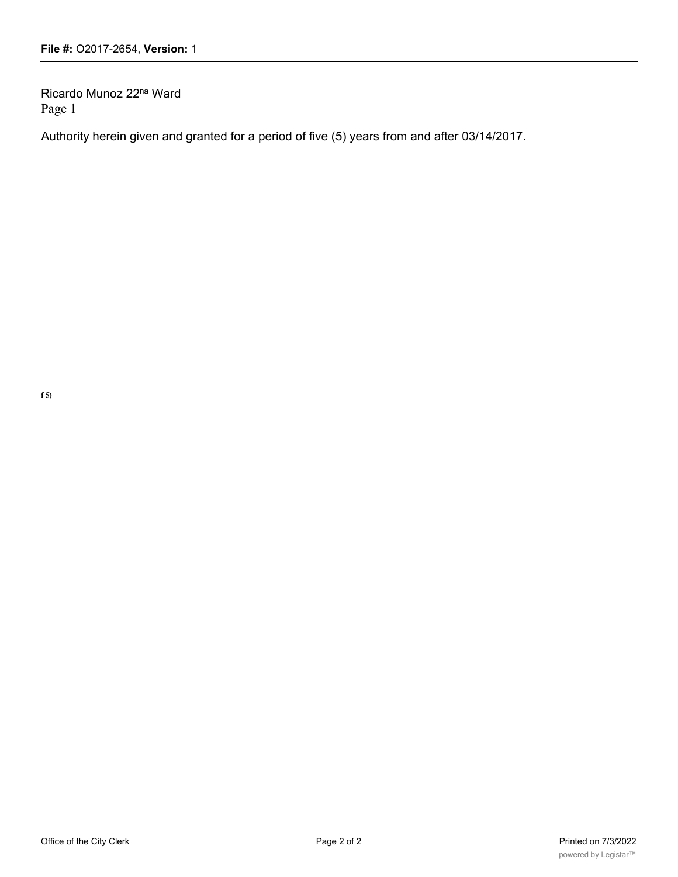Ricardo Munoz 22[na] Ward
Page 1

Authority herein given and granted for a period of five (5) years from and after 03/14/2017.

f 5)